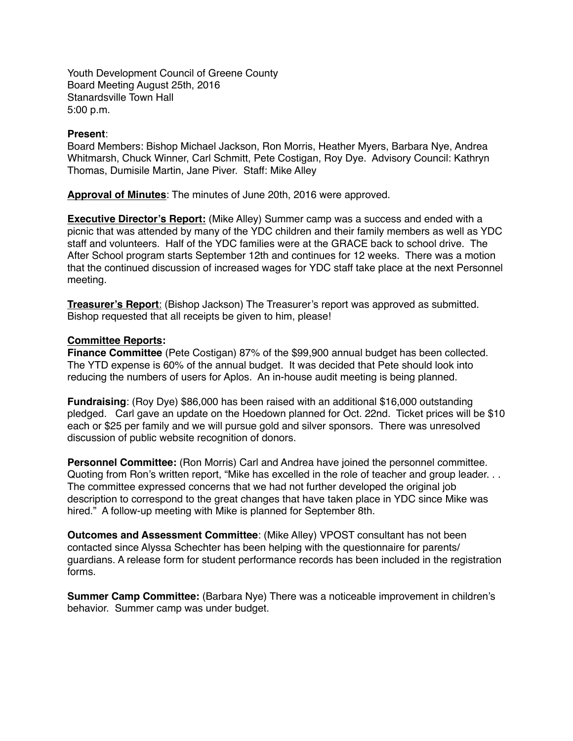Youth Development Council of Greene County
Board Meeting August 25th, 2016
Stanardsville Town Hall
5:00 p.m.

**Present**:
Board Members: Bishop Michael Jackson, Ron Morris, Heather Myers, Barbara Nye, Andrea Whitmarsh, Chuck Winner, Carl Schmitt, Pete Costigan, Roy Dye. Advisory Council: Kathryn Thomas, Dumisile Martin, Jane Piver. Staff: Mike Alley

**Approval of Minutes**: The minutes of June 20th, 2016 were approved.

**Executive Director's Report:** (Mike Alley) Summer camp was a success and ended with a picnic that was attended by many of the YDC children and their family members as well as YDC staff and volunteers. Half of the YDC families were at the GRACE back to school drive. The After School program starts September 12th and continues for 12 weeks. There was a motion that the continued discussion of increased wages for YDC staff take place at the next Personnel meeting.

**Treasurer's Report**: (Bishop Jackson) The Treasurer's report was approved as submitted. Bishop requested that all receipts be given to him, please!

**Committee Reports:**

**Finance Committee** (Pete Costigan) 87% of the $99,900 annual budget has been collected. The YTD expense is 60% of the annual budget. It was decided that Pete should look into reducing the numbers of users for Aplos. An in-house audit meeting is being planned.

**Fundraising**: (Roy Dye) $86,000 has been raised with an additional $16,000 outstanding pledged. Carl gave an update on the Hoedown planned for Oct. 22nd. Ticket prices will be $10 each or $25 per family and we will pursue gold and silver sponsors. There was unresolved discussion of public website recognition of donors.

**Personnel Committee:** (Ron Morris) Carl and Andrea have joined the personnel committee. Quoting from Ron's written report, "Mike has excelled in the role of teacher and group leader. . . The committee expressed concerns that we had not further developed the original job description to correspond to the great changes that have taken place in YDC since Mike was hired." A follow-up meeting with Mike is planned for September 8th.

**Outcomes and Assessment Committee**: (Mike Alley) VPOST consultant has not been contacted since Alyssa Schechter has been helping with the questionnaire for parents/ guardians. A release form for student performance records has been included in the registration forms.

**Summer Camp Committee:** (Barbara Nye) There was a noticeable improvement in children's behavior. Summer camp was under budget.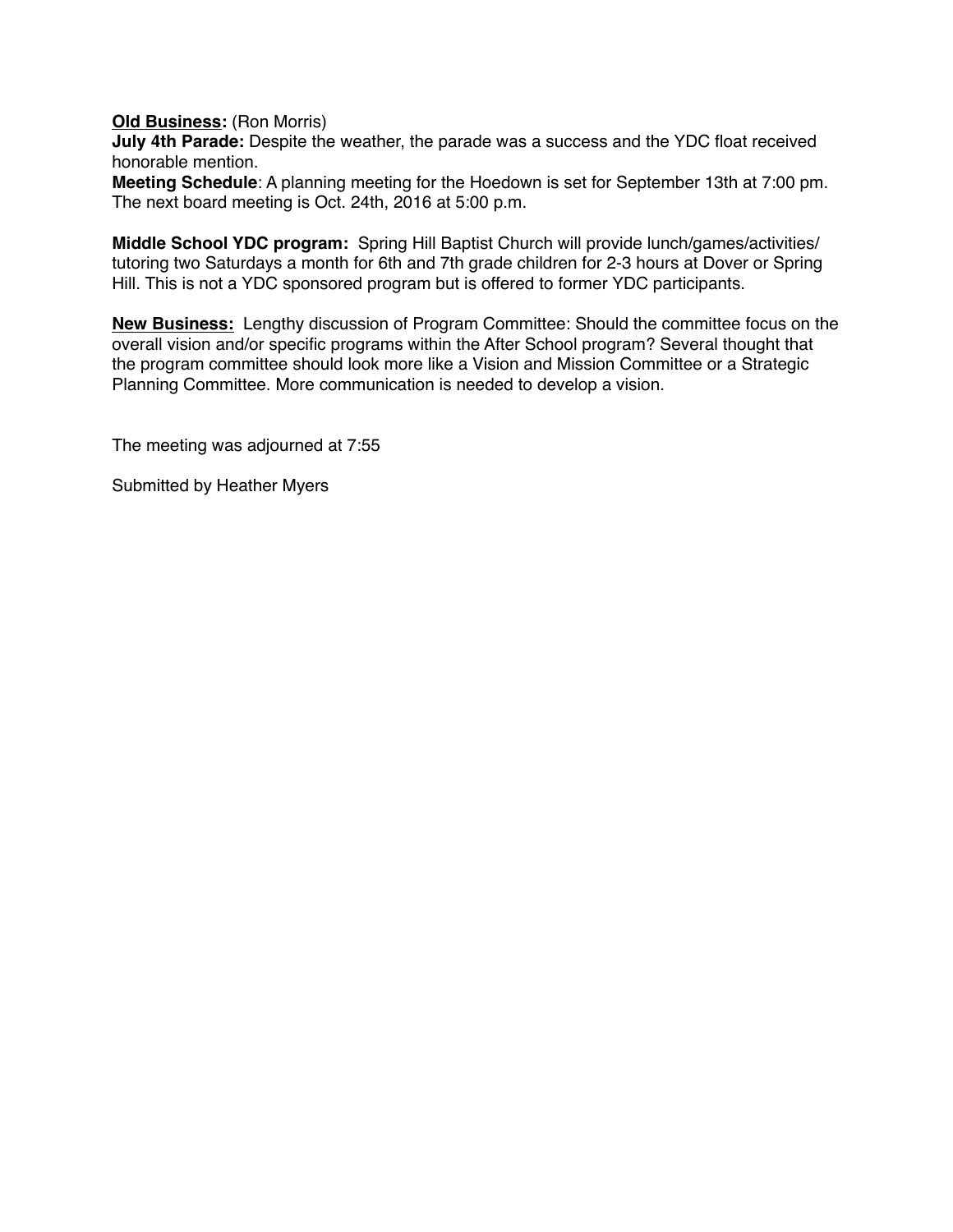**Old Business:** (Ron Morris)
**July 4th Parade:** Despite the weather, the parade was a success and the YDC float received honorable mention.
**Meeting Schedule**: A planning meeting for the Hoedown is set for September 13th at 7:00 pm. The next board meeting is Oct. 24th, 2016 at 5:00 p.m.

**Middle School YDC program:** Spring Hill Baptist Church will provide lunch/games/activities/tutoring two Saturdays a month for 6th and 7th grade children for 2-3 hours at Dover or Spring Hill. This is not a YDC sponsored program but is offered to former YDC participants.

**New Business:** Lengthy discussion of Program Committee: Should the committee focus on the overall vision and/or specific programs within the After School program? Several thought that the program committee should look more like a Vision and Mission Committee or a Strategic Planning Committee. More communication is needed to develop a vision.

The meeting was adjourned at 7:55

Submitted by Heather Myers